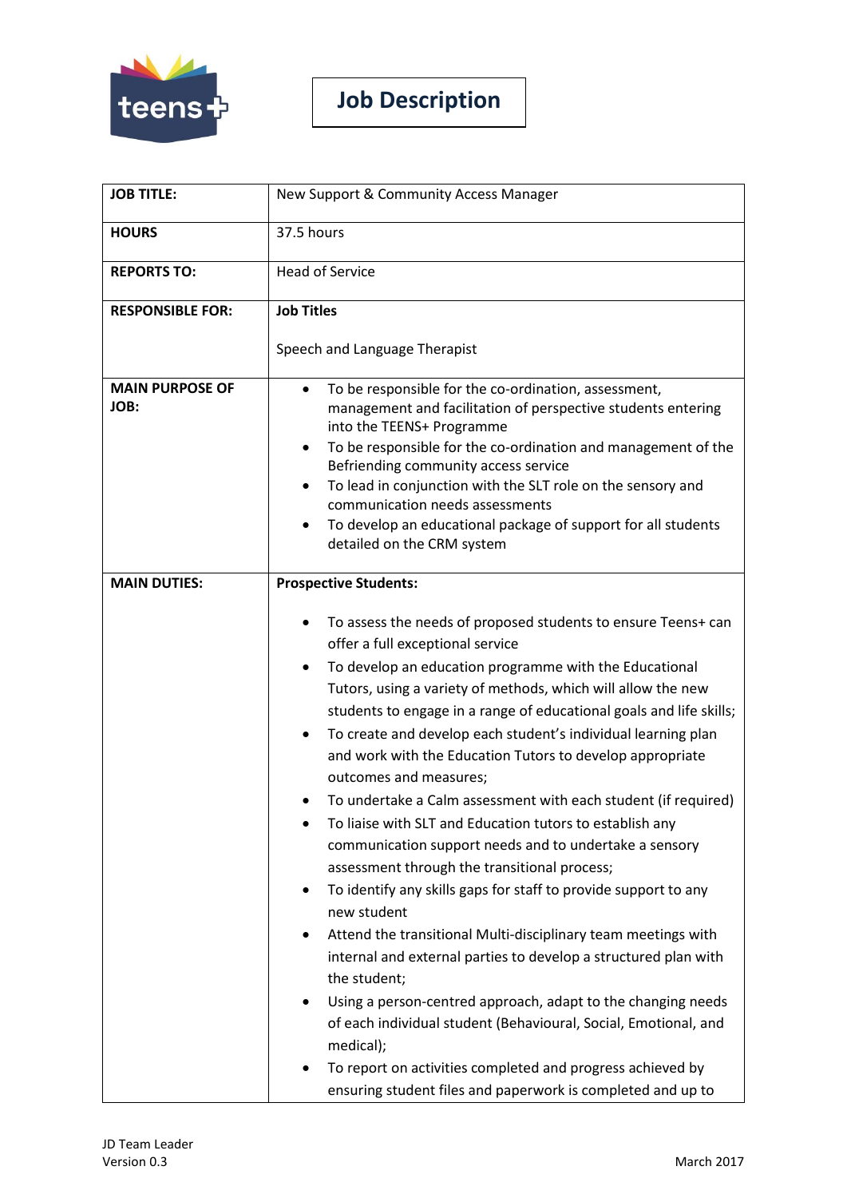# Job Description

| JOB TITLE: | New Support & Community Access Manager |
|---|---|
| HOURS | 37.5 hours |
| REPORTS TO: | Head of Service |
| RESPONSIBLE FOR: | **Job Titles**<br><br>Speech and Language Therapist |
| MAIN PURPOSE OF JOB: | • To be responsible for the co-ordination, assessment, management and facilitation of perspective students entering into the TEENS+ Programme<br>• To be responsible for the co-ordination and management of the Befriending community access service<br>• To lead in conjunction with the SLT role on the sensory and communication needs assessments<br>• To develop an educational package of support for all students detailed on the CRM system |
| MAIN DUTIES: | **Prospective Students:**<br><br>• To assess the needs of proposed students to ensure Teens+ can offer a full exceptional service<br>• To develop an education programme with the Educational Tutors, using a variety of methods, which will allow the new students to engage in a range of educational goals and life skills;<br>• To create and develop each student's individual learning plan and work with the Education Tutors to develop appropriate outcomes and measures;<br>• To undertake a Calm assessment with each student (if required)<br>• To liaise with SLT and Education tutors to establish any communication support needs and to undertake a sensory assessment through the transitional process;<br>• To identify any skills gaps for staff to provide support to any new student<br>• Attend the transitional Multi-disciplinary team meetings with internal and external parties to develop a structured plan with the student;<br>• Using a person-centred approach, adapt to the changing needs of each individual student (Behavioural, Social, Emotional, and medical);<br>• To report on activities completed and progress achieved by ensuring student files and paperwork is completed and up to |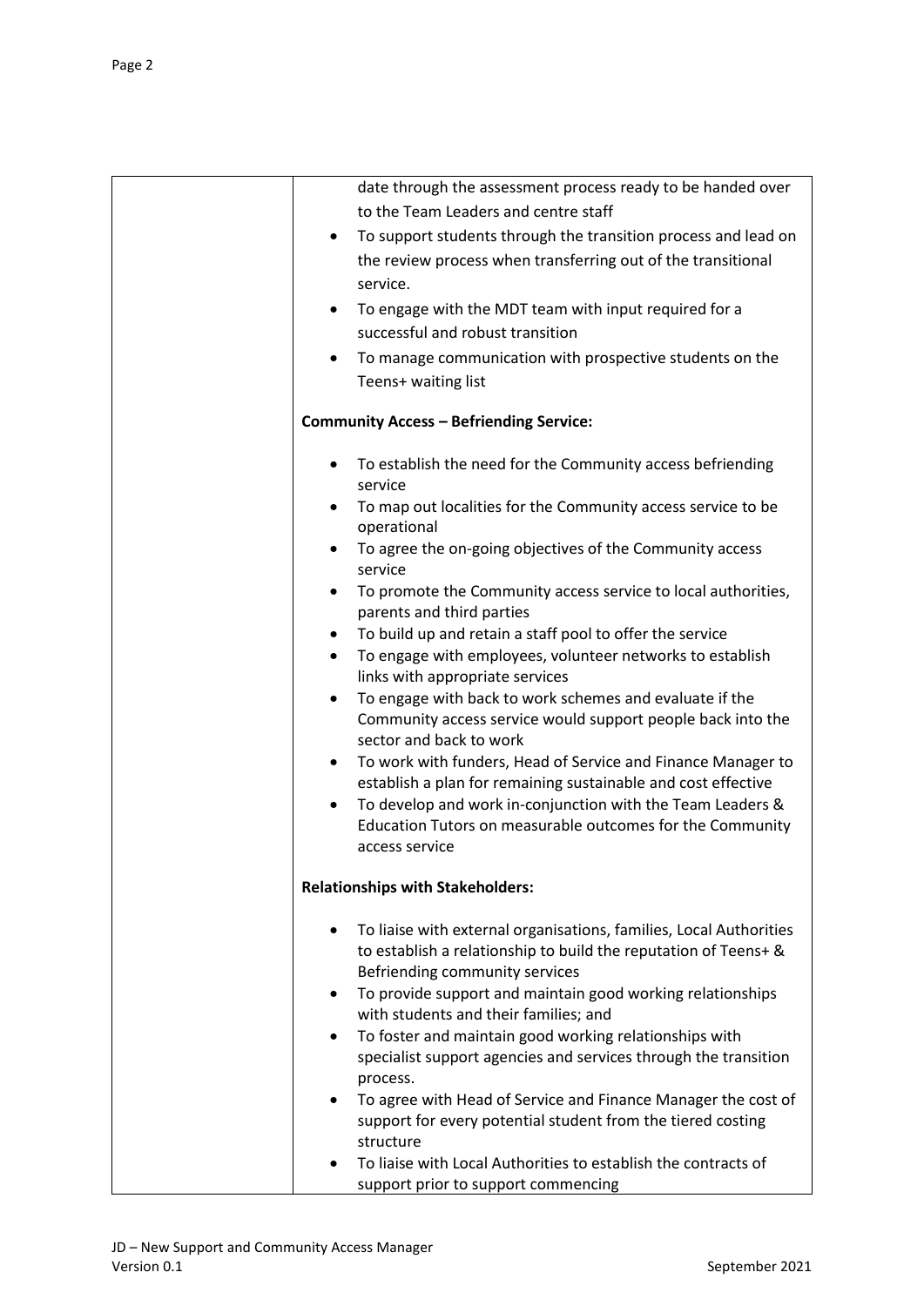| | date through the assessment process ready to be handed over to the Team Leaders and centre staff<br>• To support students through the transition process and lead on the review process when transferring out of the transitional service.<br>• To engage with the MDT team with input required for a successful and robust transition<br>• To manage communication with prospective students on the Teens+ waiting list<br><br>**Community Access – Befriending Service:**<br><br>• To establish the need for the Community access befriending service<br>• To map out localities for the Community access service to be operational<br>• To agree the on-going objectives of the Community access service<br>• To promote the Community access service to local authorities, parents and third parties<br>• To build up and retain a staff pool to offer the service<br>• To engage with employees, volunteer networks to establish links with appropriate services<br>• To engage with back to work schemes and evaluate if the Community access service would support people back into the sector and back to work<br>• To work with funders, Head of Service and Finance Manager to establish a plan for remaining sustainable and cost effective<br>• To develop and work in-conjunction with the Team Leaders & Education Tutors on measurable outcomes for the Community access service<br><br>**Relationships with Stakeholders:**<br><br>• To liaise with external organisations, families, Local Authorities to establish a relationship to build the reputation of Teens+ & Befriending community services<br>• To provide support and maintain good working relationships with students and their families; and<br>• To foster and maintain good working relationships with specialist support agencies and services through the transition process.<br>• To agree with Head of Service and Finance Manager the cost of support for every potential student from the tiered costing structure<br>• To liaise with Local Authorities to establish the contracts of support prior to support commencing |
|---|---|

JD – New Support and Community Access Manager
Version 0.1 September 2021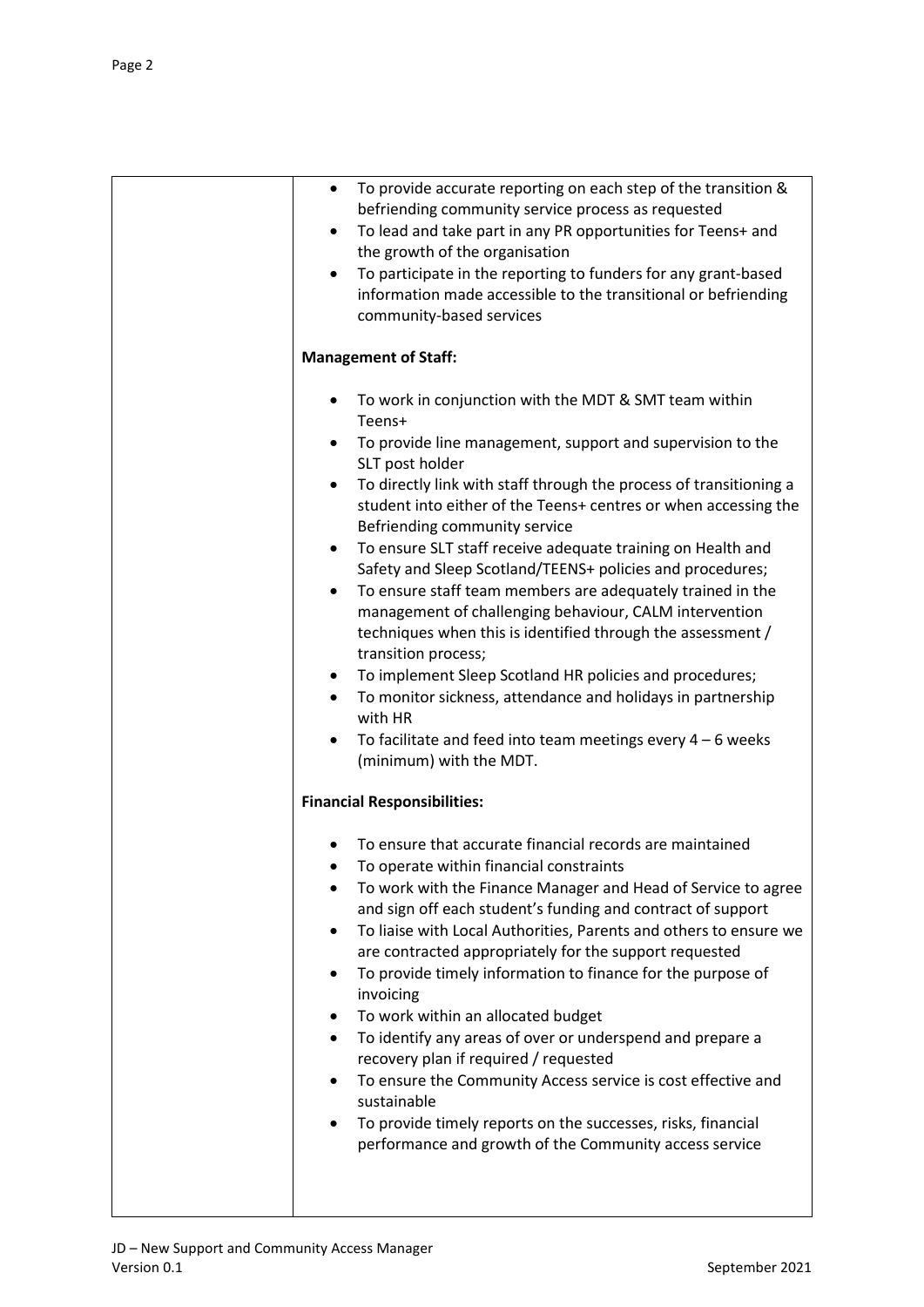| | • To provide accurate reporting on each step of the transition & befriending community service process as requested<br>• To lead and take part in any PR opportunities for Teens+ and the growth of the organisation<br>• To participate in the reporting to funders for any grant-based information made accessible to the transitional or befriending community-based services<br><br>**Management of Staff:**<br><br>• To work in conjunction with the MDT & SMT team within Teens+<br>• To provide line management, support and supervision to the SLT post holder<br>• To directly link with staff through the process of transitioning a student into either of the Teens+ centres or when accessing the Befriending community service<br>• To ensure SLT staff receive adequate training on Health and Safety and Sleep Scotland/TEENS+ policies and procedures;<br>• To ensure staff team members are adequately trained in the management of challenging behaviour, CALM intervention techniques when this is identified through the assessment / transition process;<br>• To implement Sleep Scotland HR policies and procedures;<br>• To monitor sickness, attendance and holidays in partnership with HR<br>• To facilitate and feed into team meetings every 4 – 6 weeks (minimum) with the MDT.<br><br>**Financial Responsibilities:**<br><br>• To ensure that accurate financial records are maintained<br>• To operate within financial constraints<br>• To work with the Finance Manager and Head of Service to agree and sign off each student's funding and contract of support<br>• To liaise with Local Authorities, Parents and others to ensure we are contracted appropriately for the support requested<br>• To provide timely information to finance for the purpose of invoicing<br>• To work within an allocated budget<br>• To identify any areas of over or underspend and prepare a recovery plan if required / requested<br>• To ensure the Community Access service is cost effective and sustainable<br>• To provide timely reports on the successes, risks, financial performance and growth of the Community access service |
|---|---|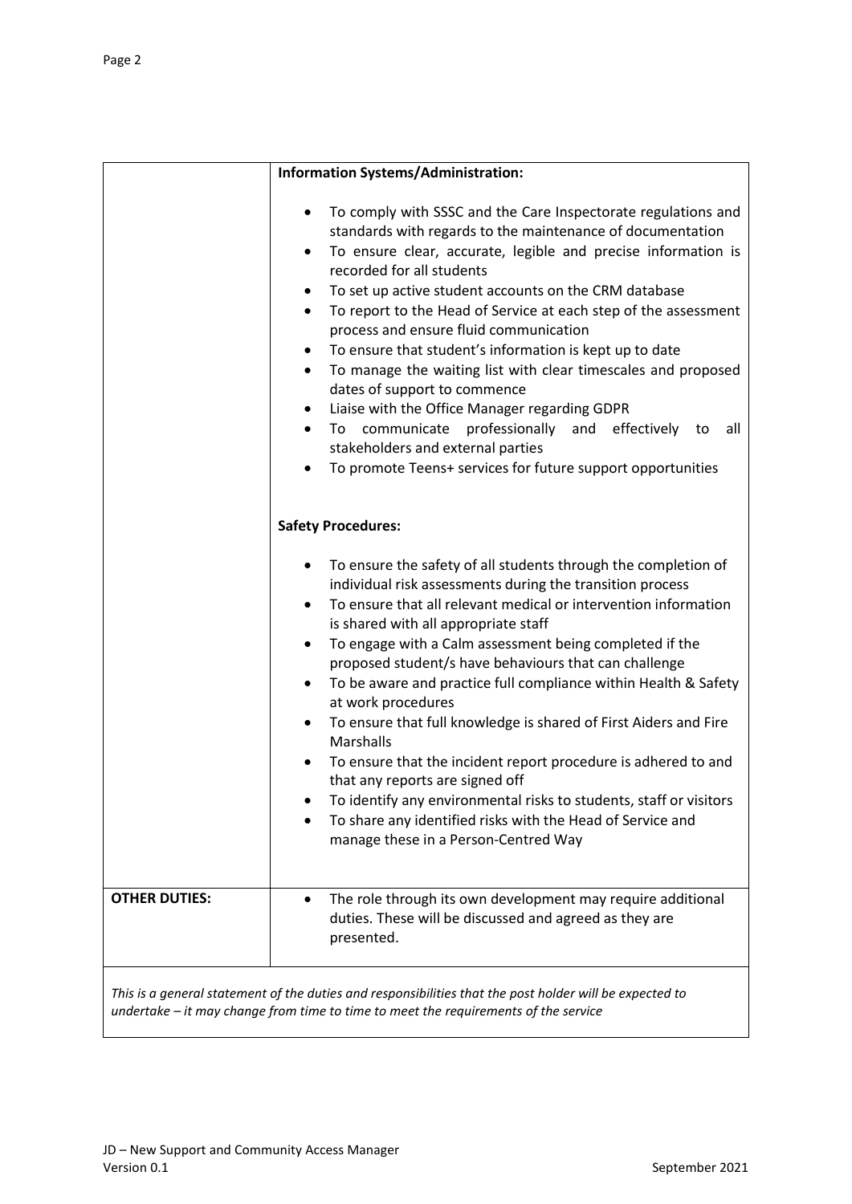| | |
|---|---|
| | **Information Systems/Administration:**<br><br>• To comply with SSSC and the Care Inspectorate regulations and standards with regards to the maintenance of documentation<br>• To ensure clear, accurate, legible and precise information is recorded for all students<br>• To set up active student accounts on the CRM database<br>• To report to the Head of Service at each step of the assessment process and ensure fluid communication<br>• To ensure that student's information is kept up to date<br>• To manage the waiting list with clear timescales and proposed dates of support to commence<br>• Liaise with the Office Manager regarding GDPR<br>• To communicate professionally and effectively to all stakeholders and external parties<br>• To promote Teens+ services for future support opportunities<br><br>**Safety Procedures:**<br><br>• To ensure the safety of all students through the completion of individual risk assessments during the transition process<br>• To ensure that all relevant medical or intervention information is shared with all appropriate staff<br>• To engage with a Calm assessment being completed if the proposed student/s have behaviours that can challenge<br>• To be aware and practice full compliance within Health & Safety at work procedures<br>• To ensure that full knowledge is shared of First Aiders and Fire Marshalls<br>• To ensure that the incident report procedure is adhered to and that any reports are signed off<br>• To identify any environmental risks to students, staff or visitors<br>• To share any identified risks with the Head of Service and manage these in a Person-Centred Way |
| **OTHER DUTIES:** | • The role through its own development may require additional duties. These will be discussed and agreed as they are presented. |

*This is a general statement of the duties and responsibilities that the post holder will be expected to undertake – it may change from time to time to meet the requirements of the service*

JD – New Support and Community Access Manager
Version 0.1 September 2021